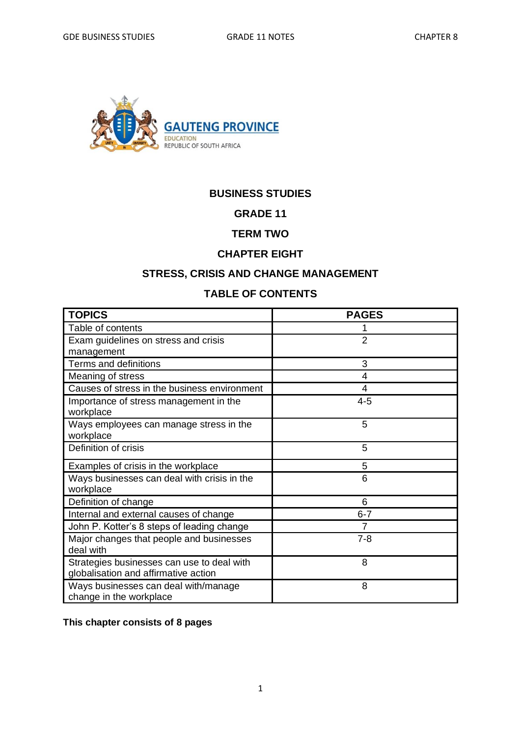GAUTENG PROVINCE
EDUCATION
REPUBLIC OF SOUTH AFRICA

# BUSINESS STUDIES

## GRADE 11

## TERM TWO

## CHAPTER EIGHT

## STRESS, CRISIS AND CHANGE MANAGEMENT

## TABLE OF CONTENTS

| TOPICS | PAGES |
|---|---|
| Table of contents | 1 |
| Exam guidelines on stress and crisis management | 2 |
| Terms and definitions | 3 |
| Meaning of stress | 4 |
| Causes of stress in the business environment | 4 |
| Importance of stress management in the workplace | 4-5 |
| Ways employees can manage stress in the workplace | 5 |
| Definition of crisis | 5 |
| Examples of crisis in the workplace | 5 |
| Ways businesses can deal with crisis in the workplace | 6 |
| Definition of change | 6 |
| Internal and external causes of change | 6-7 |
| John P. Kotter's 8 steps of leading change | 7 |
| Major changes that people and businesses deal with | 7-8 |
| Strategies businesses can use to deal with globalisation and affirmative action | 8 |
| Ways businesses can deal with/manage change in the workplace | 8 |

**This chapter consists of 8 pages**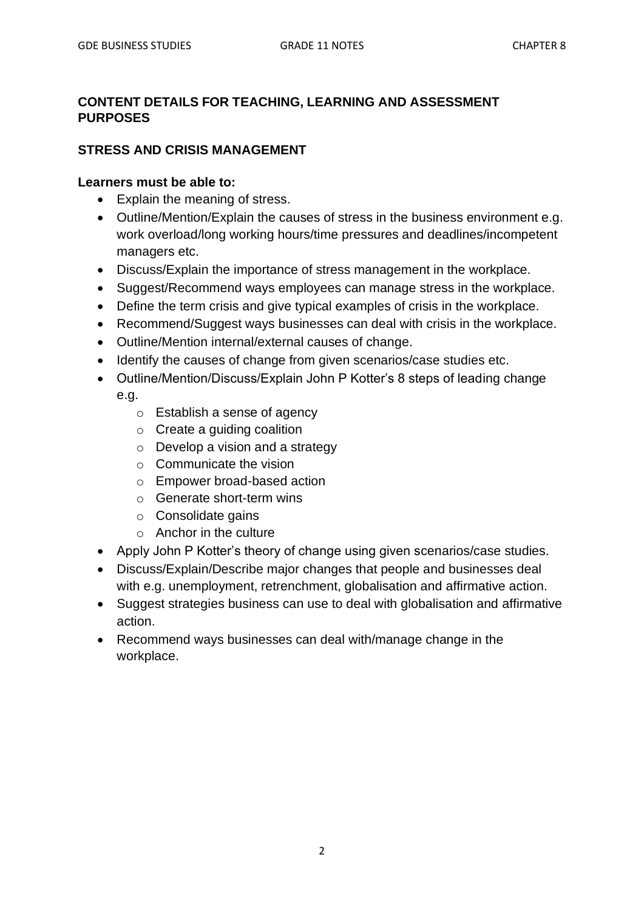## CONTENT DETAILS FOR TEACHING, LEARNING AND ASSESSMENT PURPOSES

### STRESS AND CRISIS MANAGEMENT

**Learners must be able to:**

- Explain the meaning of stress.
- Outline/Mention/Explain the causes of stress in the business environment e.g. work overload/long working hours/time pressures and deadlines/incompetent managers etc.
- Discuss/Explain the importance of stress management in the workplace.
- Suggest/Recommend ways employees can manage stress in the workplace.
- Define the term crisis and give typical examples of crisis in the workplace.
- Recommend/Suggest ways businesses can deal with crisis in the workplace.
- Outline/Mention internal/external causes of change.
- Identify the causes of change from given scenarios/case studies etc.
- Outline/Mention/Discuss/Explain John P Kotter's 8 steps of leading change e.g.
  - Establish a sense of agency
  - Create a guiding coalition
  - Develop a vision and a strategy
  - Communicate the vision
  - Empower broad-based action
  - Generate short-term wins
  - Consolidate gains
  - Anchor in the culture
- Apply John P Kotter's theory of change using given scenarios/case studies.
- Discuss/Explain/Describe major changes that people and businesses deal with e.g. unemployment, retrenchment, globalisation and affirmative action.
- Suggest strategies business can use to deal with globalisation and affirmative action.
- Recommend ways businesses can deal with/manage change in the workplace.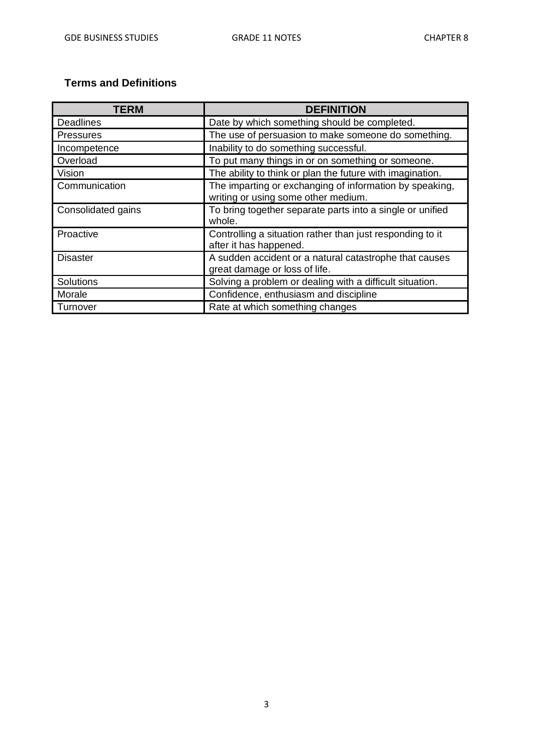### Terms and Definitions

| TERM | DEFINITION |
|---|---|
| Deadlines | Date by which something should be completed. |
| Pressures | The use of persuasion to make someone do something. |
| Incompetence | Inability to do something successful. |
| Overload | To put many things in or on something or someone. |
| Vision | The ability to think or plan the future with imagination. |
| Communication | The imparting or exchanging of information by speaking, writing or using some other medium. |
| Consolidated gains | To bring together separate parts into a single or unified whole. |
| Proactive | Controlling a situation rather than just responding to it after it has happened. |
| Disaster | A sudden accident or a natural catastrophe that causes great damage or loss of life. |
| Solutions | Solving a problem or dealing with a difficult situation. |
| Morale | Confidence, enthusiasm and discipline |
| Turnover | Rate at which something changes |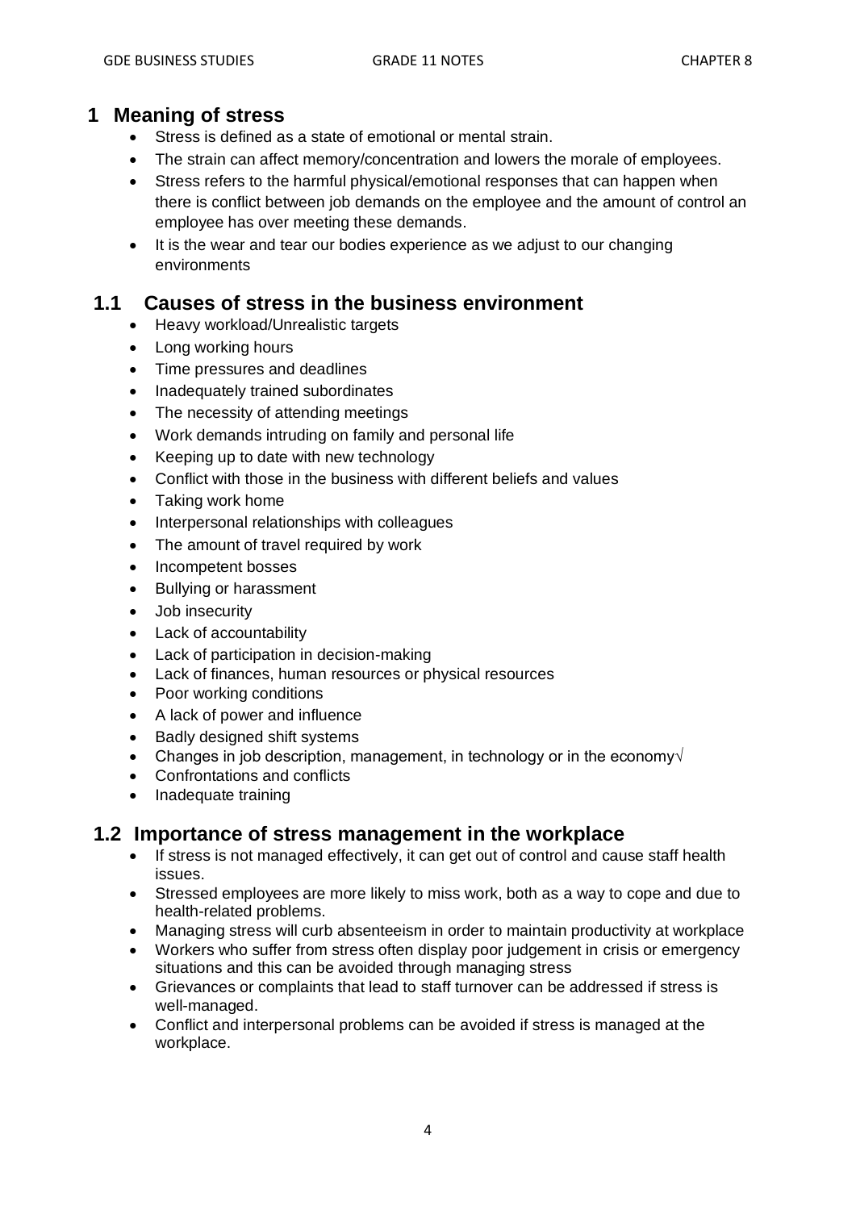## 1 Meaning of stress

- Stress is defined as a state of emotional or mental strain.
- The strain can affect memory/concentration and lowers the morale of employees.
- Stress refers to the harmful physical/emotional responses that can happen when there is conflict between job demands on the employee and the amount of control an employee has over meeting these demands.
- It is the wear and tear our bodies experience as we adjust to our changing environments

### 1.1 Causes of stress in the business environment

- Heavy workload/Unrealistic targets
- Long working hours
- Time pressures and deadlines
- Inadequately trained subordinates
- The necessity of attending meetings
- Work demands intruding on family and personal life
- Keeping up to date with new technology
- Conflict with those in the business with different beliefs and values
- Taking work home
- Interpersonal relationships with colleagues
- The amount of travel required by work
- Incompetent bosses
- Bullying or harassment
- Job insecurity
- Lack of accountability
- Lack of participation in decision-making
- Lack of finances, human resources or physical resources
- Poor working conditions
- A lack of power and influence
- Badly designed shift systems
- Changes in job description, management, in technology or in the economy√
- Confrontations and conflicts
- Inadequate training

### 1.2 Importance of stress management in the workplace

- If stress is not managed effectively, it can get out of control and cause staff health issues.
- Stressed employees are more likely to miss work, both as a way to cope and due to health-related problems.
- Managing stress will curb absenteeism in order to maintain productivity at workplace
- Workers who suffer from stress often display poor judgement in crisis or emergency situations and this can be avoided through managing stress
- Grievances or complaints that lead to staff turnover can be addressed if stress is well-managed.
- Conflict and interpersonal problems can be avoided if stress is managed at the workplace.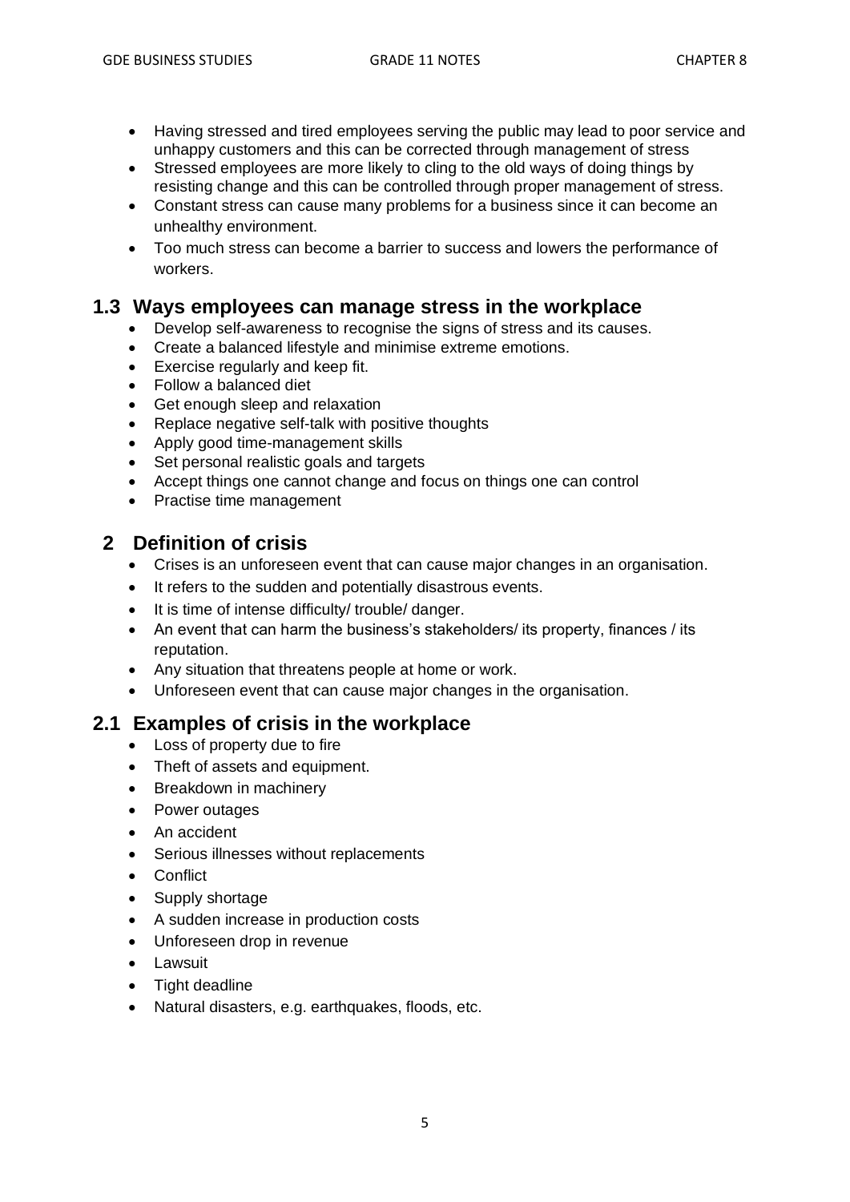- Having stressed and tired employees serving the public may lead to poor service and unhappy customers and this can be corrected through management of stress
- Stressed employees are more likely to cling to the old ways of doing things by resisting change and this can be controlled through proper management of stress.
- Constant stress can cause many problems for a business since it can become an unhealthy environment.
- Too much stress can become a barrier to success and lowers the performance of workers.

## 1.3 Ways employees can manage stress in the workplace

- Develop self-awareness to recognise the signs of stress and its causes.
- Create a balanced lifestyle and minimise extreme emotions.
- Exercise regularly and keep fit.
- Follow a balanced diet
- Get enough sleep and relaxation
- Replace negative self-talk with positive thoughts
- Apply good time-management skills
- Set personal realistic goals and targets
- Accept things one cannot change and focus on things one can control
- Practise time management

## 2 Definition of crisis

- Crises is an unforeseen event that can cause major changes in an organisation.
- It refers to the sudden and potentially disastrous events.
- It is time of intense difficulty/ trouble/ danger.
- An event that can harm the business's stakeholders/ its property, finances / its reputation.
- Any situation that threatens people at home or work.
- Unforeseen event that can cause major changes in the organisation.

## 2.1 Examples of crisis in the workplace

- Loss of property due to fire
- Theft of assets and equipment.
- Breakdown in machinery
- Power outages
- An accident
- Serious illnesses without replacements
- Conflict
- Supply shortage
- A sudden increase in production costs
- Unforeseen drop in revenue
- Lawsuit
- Tight deadline
- Natural disasters, e.g. earthquakes, floods, etc.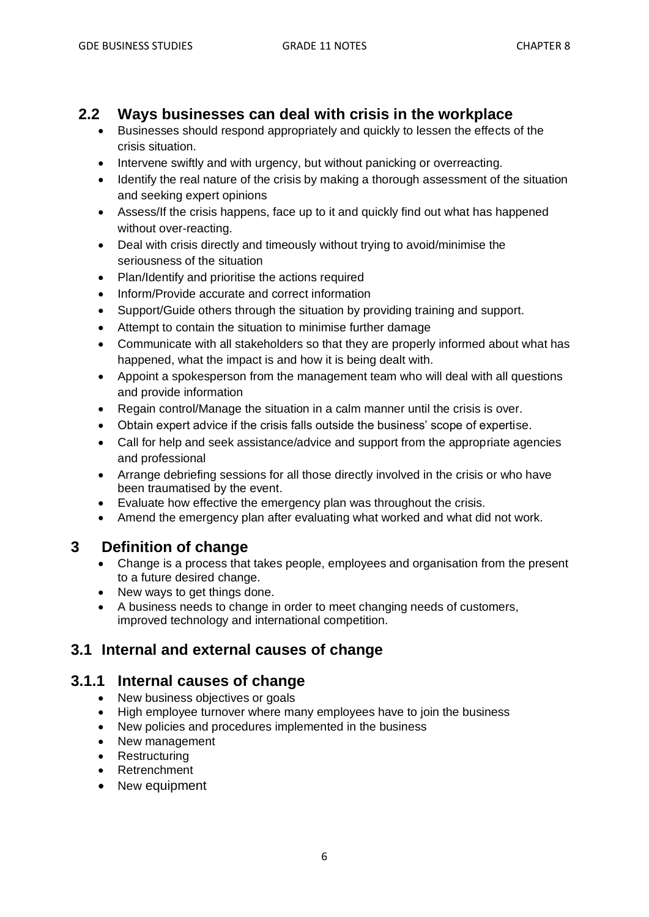## 2.2 Ways businesses can deal with crisis in the workplace

- Businesses should respond appropriately and quickly to lessen the effects of the crisis situation.
- Intervene swiftly and with urgency, but without panicking or overreacting.
- Identify the real nature of the crisis by making a thorough assessment of the situation and seeking expert opinions
- Assess/If the crisis happens, face up to it and quickly find out what has happened without over-reacting.
- Deal with crisis directly and timeously without trying to avoid/minimise the seriousness of the situation
- Plan/Identify and prioritise the actions required
- Inform/Provide accurate and correct information
- Support/Guide others through the situation by providing training and support.
- Attempt to contain the situation to minimise further damage
- Communicate with all stakeholders so that they are properly informed about what has happened, what the impact is and how it is being dealt with.
- Appoint a spokesperson from the management team who will deal with all questions and provide information
- Regain control/Manage the situation in a calm manner until the crisis is over.
- Obtain expert advice if the crisis falls outside the business' scope of expertise.
- Call for help and seek assistance/advice and support from the appropriate agencies and professional
- Arrange debriefing sessions for all those directly involved in the crisis or who have been traumatised by the event.
- Evaluate how effective the emergency plan was throughout the crisis.
- Amend the emergency plan after evaluating what worked and what did not work.

# 3 Definition of change

- Change is a process that takes people, employees and organisation from the present to a future desired change.
- New ways to get things done.
- A business needs to change in order to meet changing needs of customers, improved technology and international competition.

## 3.1 Internal and external causes of change

### 3.1.1 Internal causes of change

- New business objectives or goals
- High employee turnover where many employees have to join the business
- New policies and procedures implemented in the business
- New management
- Restructuring
- Retrenchment
- New equipment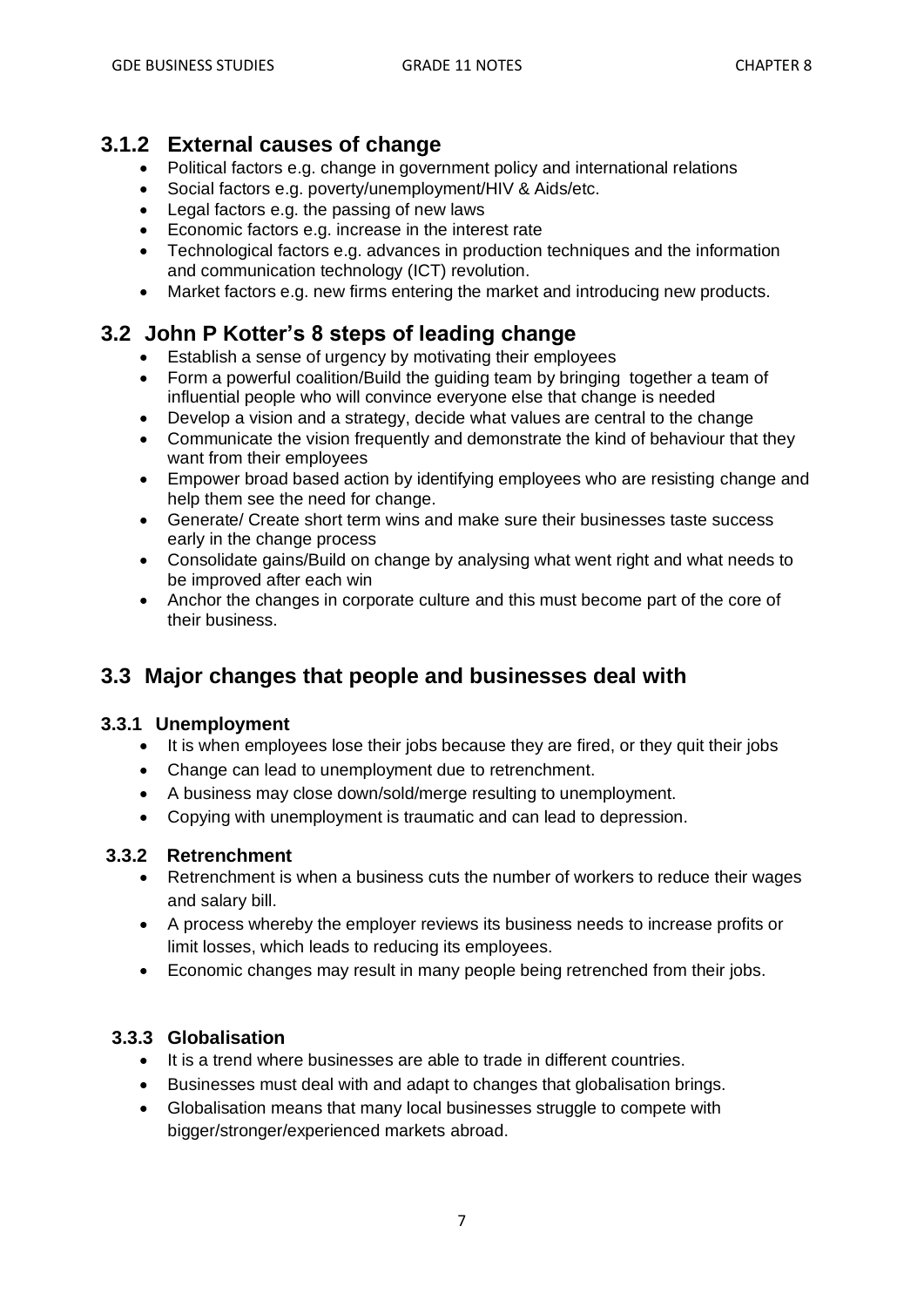### 3.1.2 External causes of change

- Political factors e.g. change in government policy and international relations
- Social factors e.g. poverty/unemployment/HIV & Aids/etc.
- Legal factors e.g. the passing of new laws
- Economic factors e.g. increase in the interest rate
- Technological factors e.g. advances in production techniques and the information and communication technology (ICT) revolution.
- Market factors e.g. new firms entering the market and introducing new products.

## 3.2 John P Kotter's 8 steps of leading change

- Establish a sense of urgency by motivating their employees
- Form a powerful coalition/Build the guiding team by bringing together a team of influential people who will convince everyone else that change is needed
- Develop a vision and a strategy, decide what values are central to the change
- Communicate the vision frequently and demonstrate the kind of behaviour that they want from their employees
- Empower broad based action by identifying employees who are resisting change and help them see the need for change.
- Generate/ Create short term wins and make sure their businesses taste success early in the change process
- Consolidate gains/Build on change by analysing what went right and what needs to be improved after each win
- Anchor the changes in corporate culture and this must become part of the core of their business.

## 3.3 Major changes that people and businesses deal with

### 3.3.1 Unemployment

- It is when employees lose their jobs because they are fired, or they quit their jobs
- Change can lead to unemployment due to retrenchment.
- A business may close down/sold/merge resulting to unemployment.
- Copying with unemployment is traumatic and can lead to depression.

### 3.3.2 Retrenchment

- Retrenchment is when a business cuts the number of workers to reduce their wages and salary bill.
- A process whereby the employer reviews its business needs to increase profits or limit losses, which leads to reducing its employees.
- Economic changes may result in many people being retrenched from their jobs.

### 3.3.3 Globalisation

- It is a trend where businesses are able to trade in different countries.
- Businesses must deal with and adapt to changes that globalisation brings.
- Globalisation means that many local businesses struggle to compete with bigger/stronger/experienced markets abroad.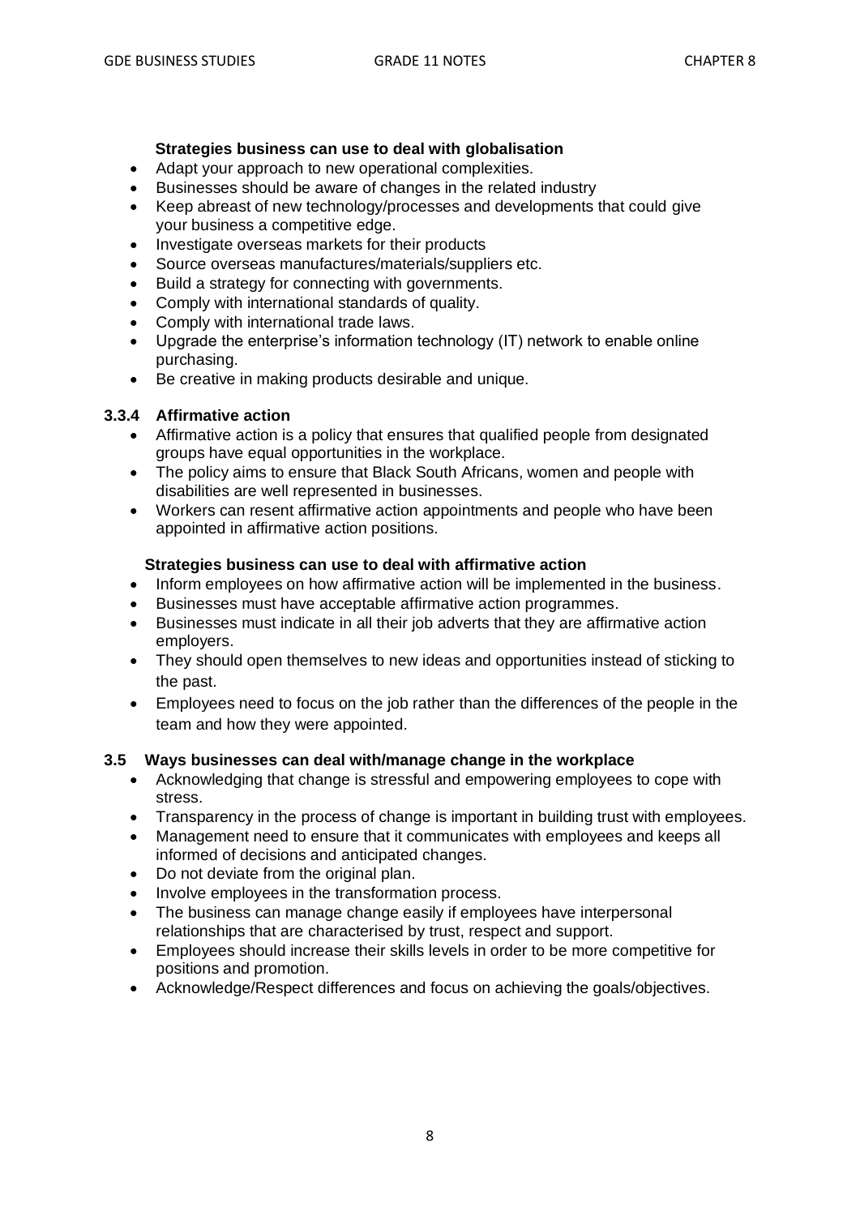**Strategies business can use to deal with globalisation**

- Adapt your approach to new operational complexities.
- Businesses should be aware of changes in the related industry
- Keep abreast of new technology/processes and developments that could give your business a competitive edge.
- Investigate overseas markets for their products
- Source overseas manufactures/materials/suppliers etc.
- Build a strategy for connecting with governments.
- Comply with international standards of quality.
- Comply with international trade laws.
- Upgrade the enterprise's information technology (IT) network to enable online purchasing.
- Be creative in making products desirable and unique.

### 3.3.4 Affirmative action

- Affirmative action is a policy that ensures that qualified people from designated groups have equal opportunities in the workplace.
- The policy aims to ensure that Black South Africans, women and people with disabilities are well represented in businesses.
- Workers can resent affirmative action appointments and people who have been appointed in affirmative action positions.

**Strategies business can use to deal with affirmative action**

- Inform employees on how affirmative action will be implemented in the business.
- Businesses must have acceptable affirmative action programmes.
- Businesses must indicate in all their job adverts that they are affirmative action employers.
- They should open themselves to new ideas and opportunities instead of sticking to the past.
- Employees need to focus on the job rather than the differences of the people in the team and how they were appointed.

### 3.5 Ways businesses can deal with/manage change in the workplace

- Acknowledging that change is stressful and empowering employees to cope with stress.
- Transparency in the process of change is important in building trust with employees.
- Management need to ensure that it communicates with employees and keeps all informed of decisions and anticipated changes.
- Do not deviate from the original plan.
- Involve employees in the transformation process.
- The business can manage change easily if employees have interpersonal relationships that are characterised by trust, respect and support.
- Employees should increase their skills levels in order to be more competitive for positions and promotion.
- Acknowledge/Respect differences and focus on achieving the goals/objectives.